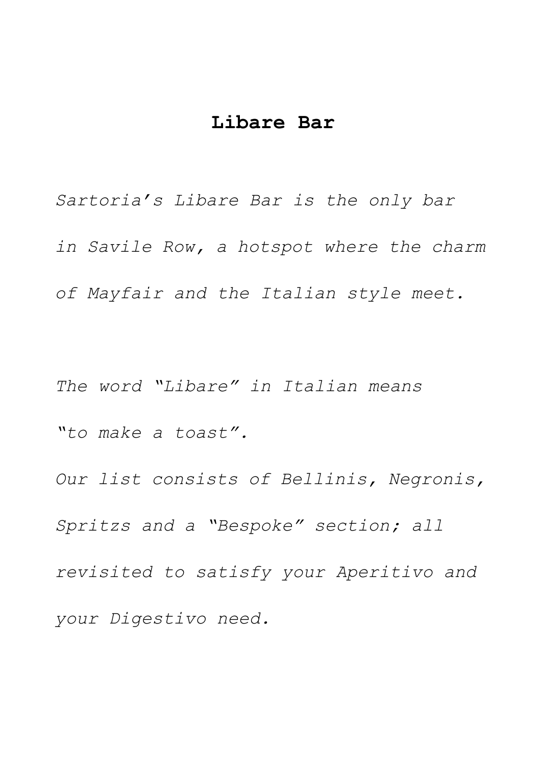# Libare Bar

*Sartoria's Libare Bar is the only bar in Savile Row, a hotspot where the charm of Mayfair and the Italian style meet.*

*The word "Libare" in Italian means "to make a toast".*
*Our list consists of Bellinis, Negronis, Spritzs and a "Bespoke" section; all revisited to satisfy your Aperitivo and your Digestivo need.*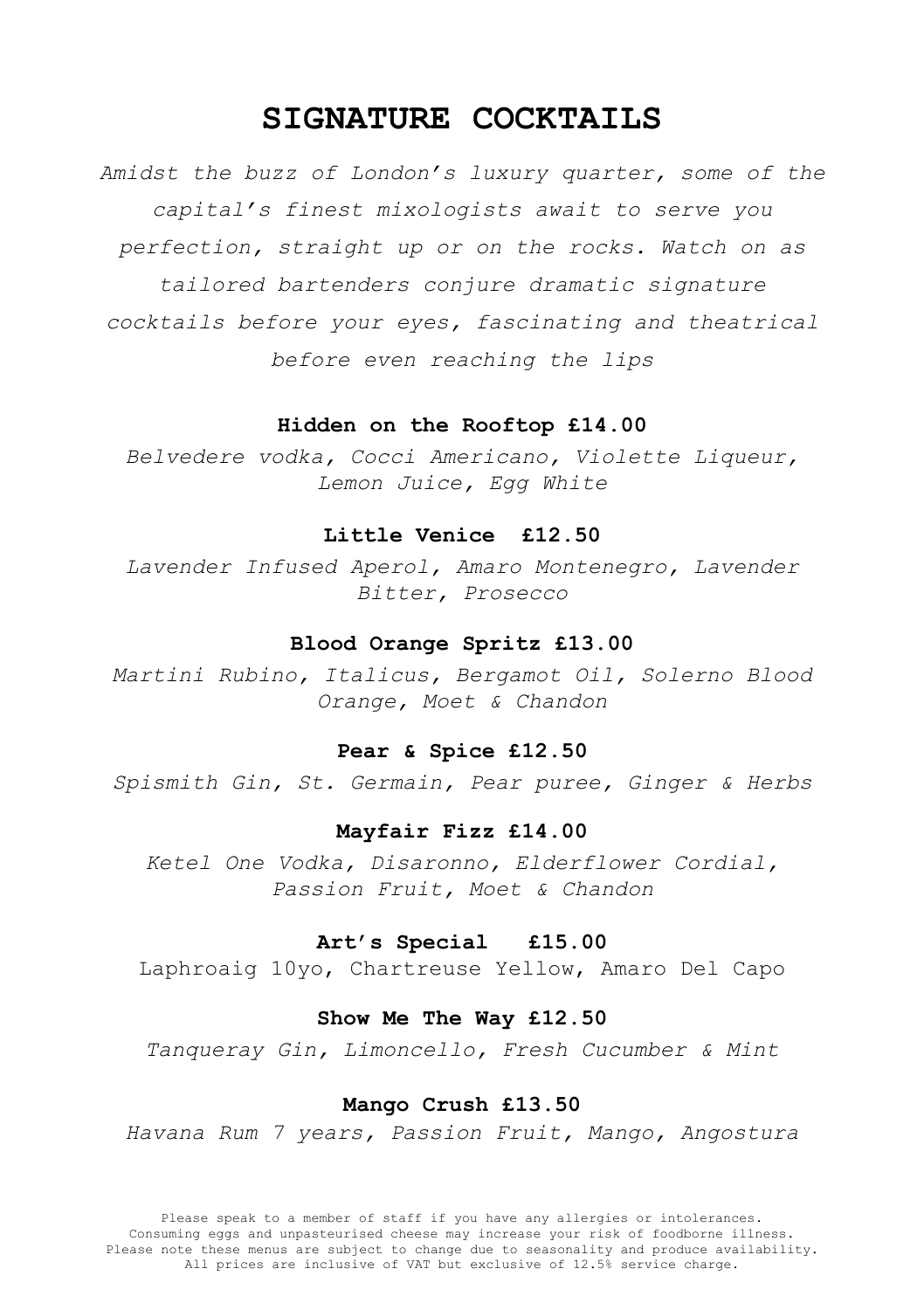# SIGNATURE COCKTAILS

*Amidst the buzz of London's luxury quarter, some of the capital's finest mixologists await to serve you perfection, straight up or on the rocks. Watch on as tailored bartenders conjure dramatic signature cocktails before your eyes, fascinating and theatrical before even reaching the lips*

**Hidden on the Rooftop £14.00**

*Belvedere vodka, Cocci Americano, Violette Liqueur, Lemon Juice, Egg White*

**Little Venice £12.50**

*Lavender Infused Aperol, Amaro Montenegro, Lavender Bitter, Prosecco*

**Blood Orange Spritz £13.00**

*Martini Rubino, Italicus, Bergamot Oil, Solerno Blood Orange, Moet & Chandon*

**Pear & Spice £12.50**

*Spismith Gin, St. Germain, Pear puree, Ginger & Herbs*

**Mayfair Fizz £14.00**

*Ketel One Vodka, Disaronno, Elderflower Cordial, Passion Fruit, Moet & Chandon*

**Art's Special £15.00**

Laphroaig 10yo, Chartreuse Yellow, Amaro Del Capo

**Show Me The Way £12.50**

*Tanqueray Gin, Limoncello, Fresh Cucumber & Mint*

**Mango Crush £13.50**

*Havana Rum 7 years, Passion Fruit, Mango, Angostura*

Please speak to a member of staff if you have any allergies or intolerances.
Consuming eggs and unpasteurised cheese may increase your risk of foodborne illness.
Please note these menus are subject to change due to seasonality and produce availability.
All prices are inclusive of VAT but exclusive of 12.5% service charge.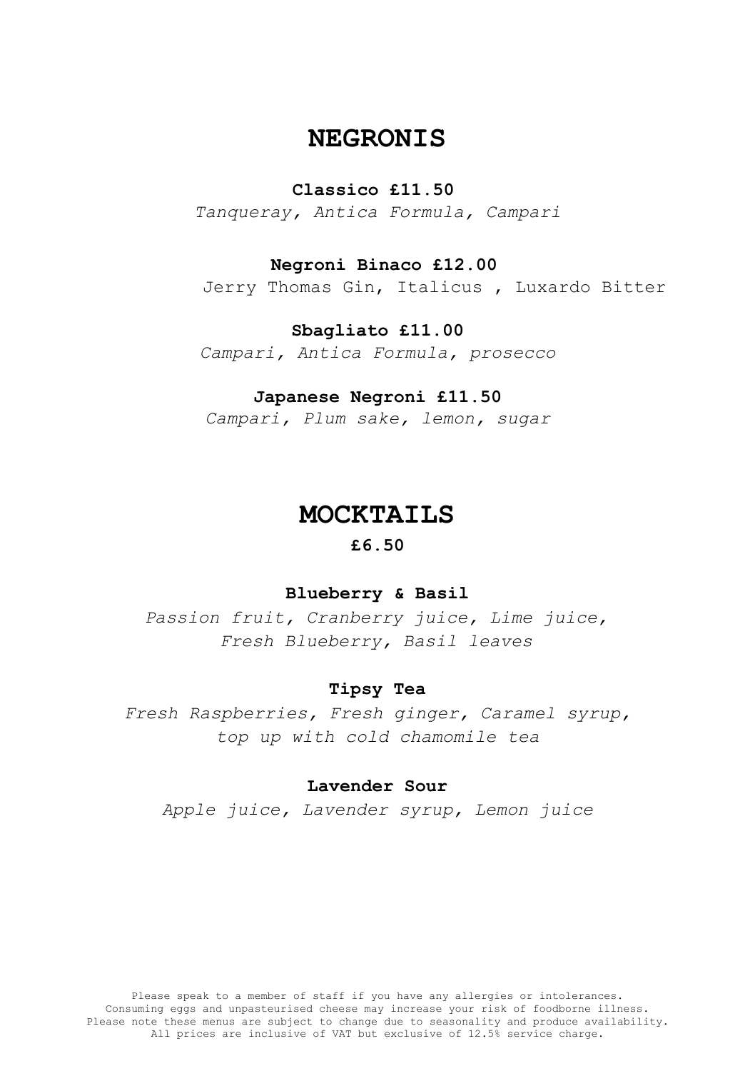# NEGRONIS

**Classico £11.50**

*Tanqueray, Antica Formula, Campari*

**Negroni Binaco £12.00**

Jerry Thomas Gin, Italicus , Luxardo Bitter

**Sbagliato £11.00**

*Campari, Antica Formula, prosecco*

**Japanese Negroni £11.50**

*Campari, Plum sake, lemon, sugar*

# MOCKTAILS

**£6.50**

**Blueberry & Basil**

*Passion fruit, Cranberry juice, Lime juice, Fresh Blueberry, Basil leaves*

**Tipsy Tea**

*Fresh Raspberries, Fresh ginger, Caramel syrup, top up with cold chamomile tea*

**Lavender Sour**

*Apple juice, Lavender syrup, Lemon juice*

Please speak to a member of staff if you have any allergies or intolerances.
Consuming eggs and unpasteurised cheese may increase your risk of foodborne illness.
Please note these menus are subject to change due to seasonality and produce availability.
All prices are inclusive of VAT but exclusive of 12.5% service charge.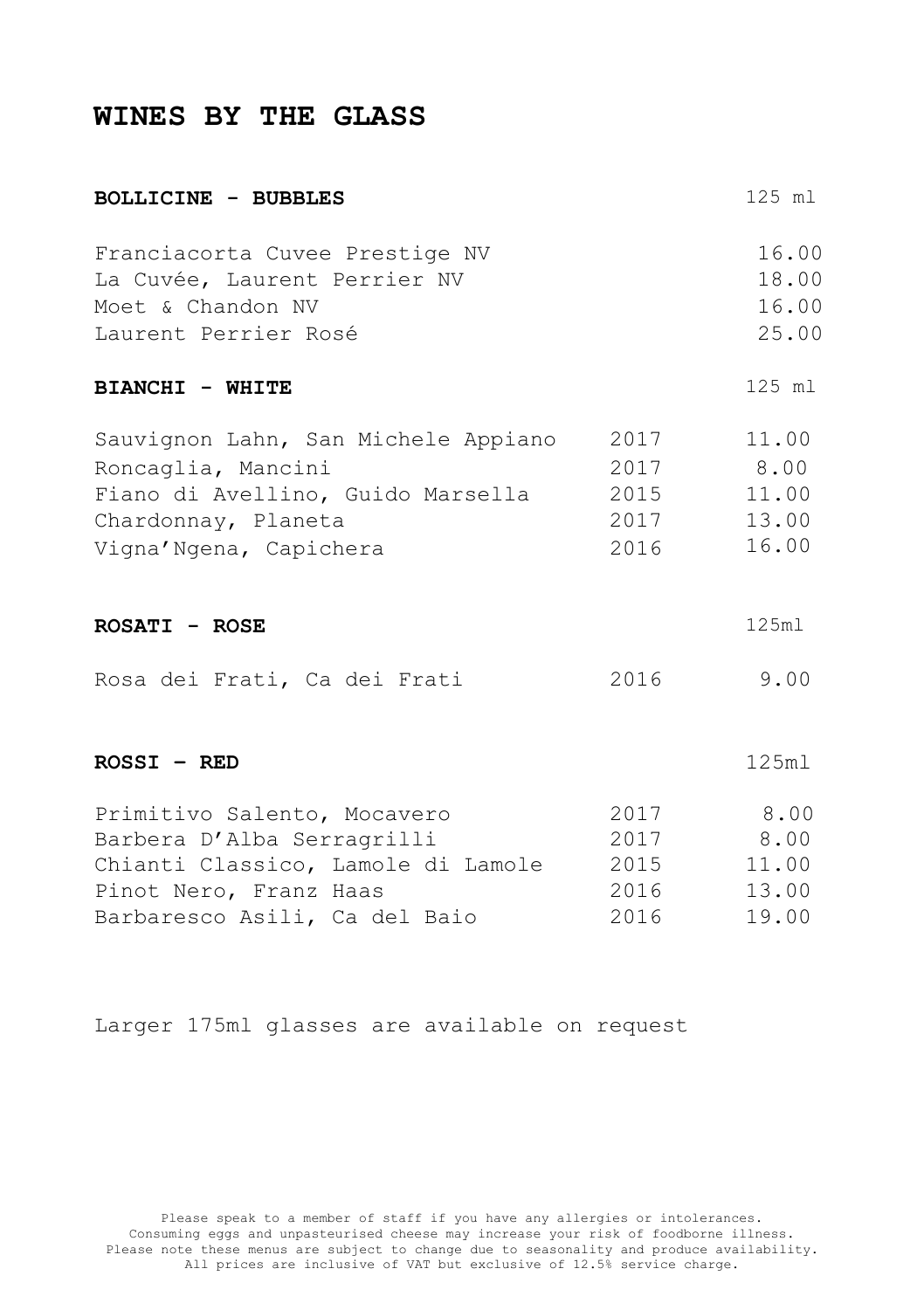# WINES BY THE GLASS

## BOLLICINE - BUBBLES

| | 125 ml |
|---|---|
| Franciacorta Cuvee Prestige NV | 16.00 |
| La Cuvée, Laurent Perrier NV | 18.00 |
| Moet & Chandon NV | 16.00 |
| Laurent Perrier Rosé | 25.00 |

## BIANCHI - WHITE

| | | 125 ml |
|---|---|---|
| Sauvignon Lahn, San Michele Appiano | 2017 | 11.00 |
| Roncaglia, Mancini | 2017 | 8.00 |
| Fiano di Avellino, Guido Marsella | 2015 | 11.00 |
| Chardonnay, Planeta | 2017 | 13.00 |
| Vigna'Ngena, Capichera | 2016 | 16.00 |

## ROSATI - ROSE

| | | 125ml |
|---|---|---|
| Rosa dei Frati, Ca dei Frati | 2016 | 9.00 |

## ROSSI – RED

| | | 125ml |
|---|---|---|
| Primitivo Salento, Mocavero | 2017 | 8.00 |
| Barbera D'Alba Serragrilli | 2017 | 8.00 |
| Chianti Classico, Lamole di Lamole | 2015 | 11.00 |
| Pinot Nero, Franz Haas | 2016 | 13.00 |
| Barbaresco Asili, Ca del Baio | 2016 | 19.00 |

Larger 175ml glasses are available on request

Please speak to a member of staff if you have any allergies or intolerances.
Consuming eggs and unpasteurised cheese may increase your risk of foodborne illness.
Please note these menus are subject to change due to seasonality and produce availability.
All prices are inclusive of VAT but exclusive of 12.5% service charge.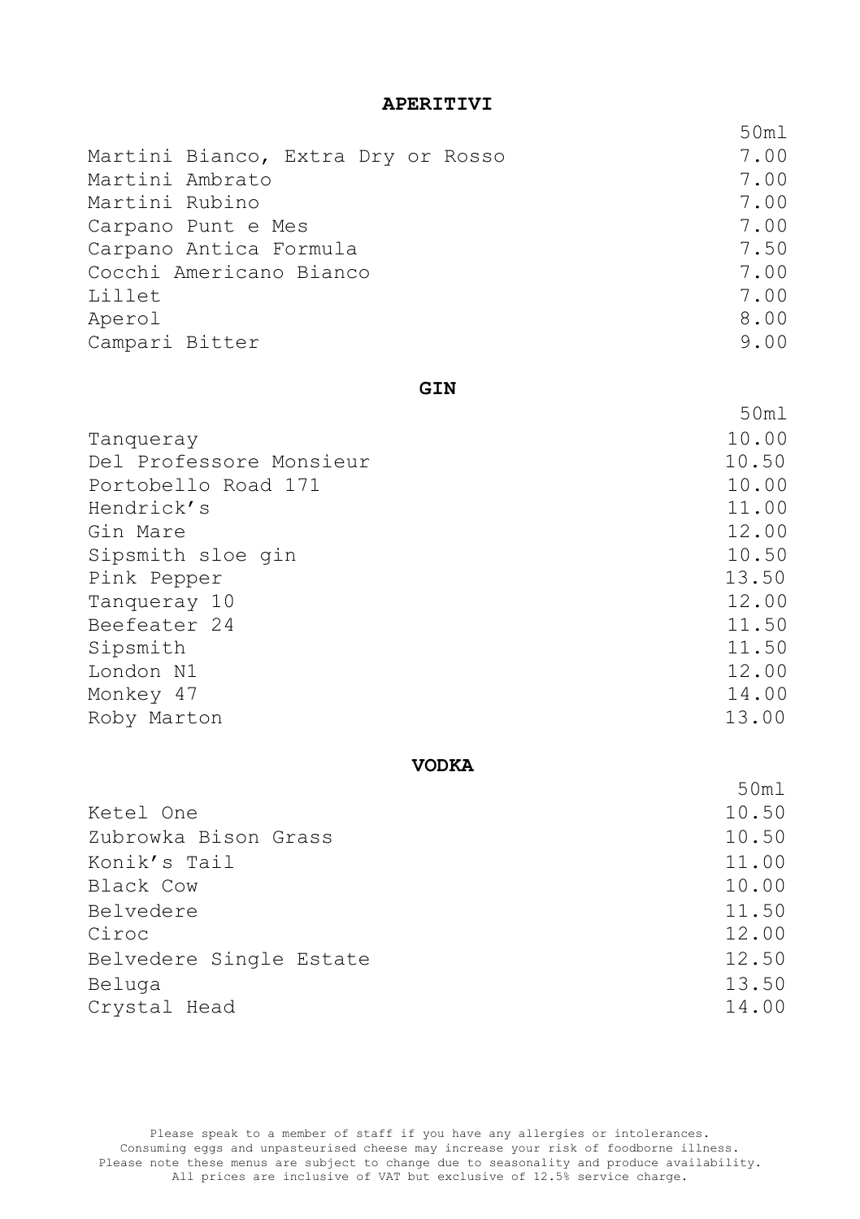## APERITIVI

| | 50ml |
|---|---|
| Martini Bianco, Extra Dry or Rosso | 7.00 |
| Martini Ambrato | 7.00 |
| Martini Rubino | 7.00 |
| Carpano Punt e Mes | 7.00 |
| Carpano Antica Formula | 7.50 |
| Cocchi Americano Bianco | 7.00 |
| Lillet | 7.00 |
| Aperol | 8.00 |
| Campari Bitter | 9.00 |

## GIN

| | 50ml |
|---|---|
| Tanqueray | 10.00 |
| Del Professore Monsieur | 10.50 |
| Portobello Road 171 | 10.00 |
| Hendrick's | 11.00 |
| Gin Mare | 12.00 |
| Sipsmith sloe gin | 10.50 |
| Pink Pepper | 13.50 |
| Tanqueray 10 | 12.00 |
| Beefeater 24 | 11.50 |
| Sipsmith | 11.50 |
| London N1 | 12.00 |
| Monkey 47 | 14.00 |
| Roby Marton | 13.00 |

## VODKA

| | 50ml |
|---|---|
| Ketel One | 10.50 |
| Zubrowka Bison Grass | 10.50 |
| Konik's Tail | 11.00 |
| Black Cow | 10.00 |
| Belvedere | 11.50 |
| Ciroc | 12.00 |
| Belvedere Single Estate | 12.50 |
| Beluga | 13.50 |
| Crystal Head | 14.00 |

Please speak to a member of staff if you have any allergies or intolerances.
Consuming eggs and unpasteurised cheese may increase your risk of foodborne illness.
Please note these menus are subject to change due to seasonality and produce availability.
All prices are inclusive of VAT but exclusive of 12.5% service charge.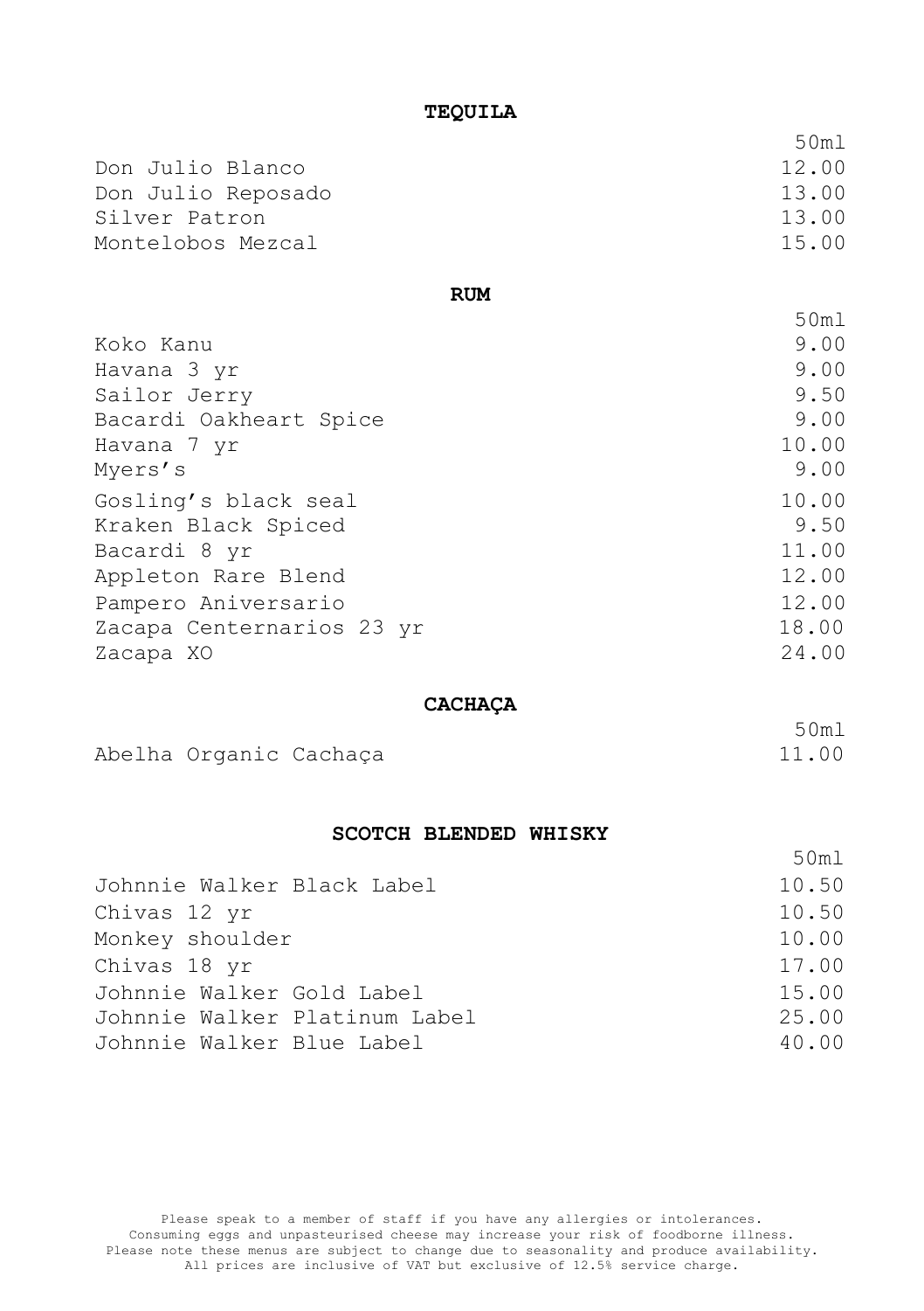## TEQUILA

| | 50ml |
|---|---|
| Don Julio Blanco | 12.00 |
| Don Julio Reposado | 13.00 |
| Silver Patron | 13.00 |
| Montelobos Mezcal | 15.00 |

## RUM

| | 50ml |
|---|---|
| Koko Kanu | 9.00 |
| Havana 3 yr | 9.00 |
| Sailor Jerry | 9.50 |
| Bacardi Oakheart Spice | 9.00 |
| Havana 7 yr | 10.00 |
| Myers's | 9.00 |
| Gosling's black seal | 10.00 |
| Kraken Black Spiced | 9.50 |
| Bacardi 8 yr | 11.00 |
| Appleton Rare Blend | 12.00 |
| Pampero Aniversario | 12.00 |
| Zacapa Centernarios 23 yr | 18.00 |
| Zacapa XO | 24.00 |

## CACHAÇA

| | 50ml |
|---|---|
| Abelha Organic Cachaça | 11.00 |

## SCOTCH BLENDED WHISKY

| | 50ml |
|---|---|
| Johnnie Walker Black Label | 10.50 |
| Chivas 12 yr | 10.50 |
| Monkey shoulder | 10.00 |
| Chivas 18 yr | 17.00 |
| Johnnie Walker Gold Label | 15.00 |
| Johnnie Walker Platinum Label | 25.00 |
| Johnnie Walker Blue Label | 40.00 |

Please speak to a member of staff if you have any allergies or intolerances.
Consuming eggs and unpasteurised cheese may increase your risk of foodborne illness.
Please note these menus are subject to change due to seasonality and produce availability.
All prices are inclusive of VAT but exclusive of 12.5% service charge.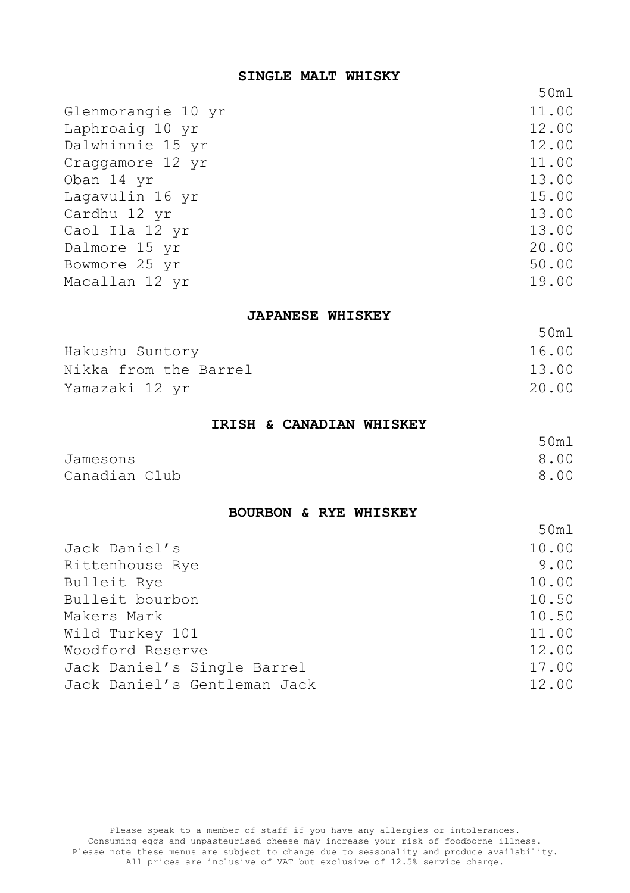## SINGLE MALT WHISKY

| | 50ml |
|---|---|
| Glenmorangie 10 yr | 11.00 |
| Laphroaig 10 yr | 12.00 |
| Dalwhinnie 15 yr | 12.00 |
| Craggamore 12 yr | 11.00 |
| Oban 14 yr | 13.00 |
| Lagavulin 16 yr | 15.00 |
| Cardhu 12 yr | 13.00 |
| Caol Ila 12 yr | 13.00 |
| Dalmore 15 yr | 20.00 |
| Bowmore 25 yr | 50.00 |
| Macallan 12 yr | 19.00 |

## JAPANESE WHISKEY

| | 50ml |
|---|---|
| Hakushu Suntory | 16.00 |
| Nikka from the Barrel | 13.00 |
| Yamazaki 12 yr | 20.00 |

## IRISH & CANADIAN WHISKEY

| | 50ml |
|---|---|
| Jamesons | 8.00 |
| Canadian Club | 8.00 |

## BOURBON & RYE WHISKEY

| | 50ml |
|---|---|
| Jack Daniel's | 10.00 |
| Rittenhouse Rye | 9.00 |
| Bulleit Rye | 10.00 |
| Bulleit bourbon | 10.50 |
| Makers Mark | 10.50 |
| Wild Turkey 101 | 11.00 |
| Woodford Reserve | 12.00 |
| Jack Daniel's Single Barrel | 17.00 |
| Jack Daniel's Gentleman Jack | 12.00 |

Please speak to a member of staff if you have any allergies or intolerances.
Consuming eggs and unpasteurised cheese may increase your risk of foodborne illness.
Please note these menus are subject to change due to seasonality and produce availability.
All prices are inclusive of VAT but exclusive of 12.5% service charge.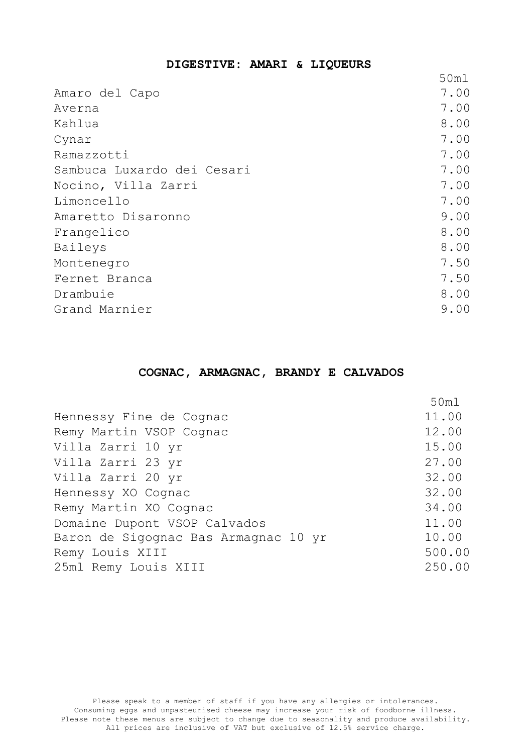## DIGESTIVE: AMARI & LIQUEURS

| | 50ml |
|---|---|
| Amaro del Capo | 7.00 |
| Averna | 7.00 |
| Kahlua | 8.00 |
| Cynar | 7.00 |
| Ramazzotti | 7.00 |
| Sambuca Luxardo dei Cesari | 7.00 |
| Nocino, Villa Zarri | 7.00 |
| Limoncello | 7.00 |
| Amaretto Disaronno | 9.00 |
| Frangelico | 8.00 |
| Baileys | 8.00 |
| Montenegro | 7.50 |
| Fernet Branca | 7.50 |
| Drambuie | 8.00 |
| Grand Marnier | 9.00 |

## COGNAC, ARMAGNAC, BRANDY E CALVADOS

| | 50ml |
|---|---|
| Hennessy Fine de Cognac | 11.00 |
| Remy Martin VSOP Cognac | 12.00 |
| Villa Zarri 10 yr | 15.00 |
| Villa Zarri 23 yr | 27.00 |
| Villa Zarri 20 yr | 32.00 |
| Hennessy XO Cognac | 32.00 |
| Remy Martin XO Cognac | 34.00 |
| Domaine Dupont VSOP Calvados | 11.00 |
| Baron de Sigognac Bas Armagnac 10 yr | 10.00 |
| Remy Louis XIII | 500.00 |
| 25ml Remy Louis XIII | 250.00 |

Please speak to a member of staff if you have any allergies or intolerances.
Consuming eggs and unpasteurised cheese may increase your risk of foodborne illness.
Please note these menus are subject to change due to seasonality and produce availability.
All prices are inclusive of VAT but exclusive of 12.5% service charge.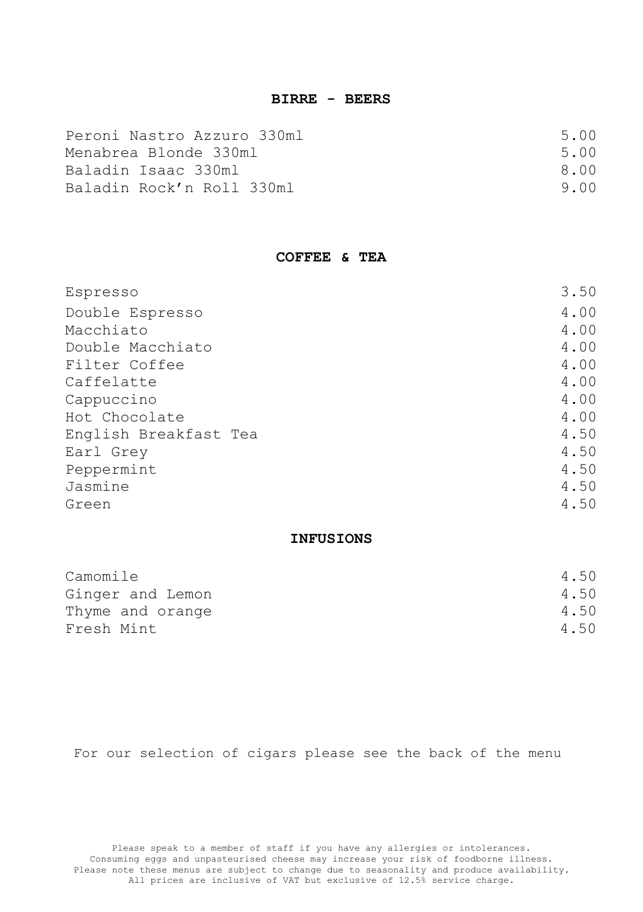## BIRRE - BEERS

| | |
|---|---|
| Peroni Nastro Azzuro 330ml | 5.00 |
| Menabrea Blonde 330ml | 5.00 |
| Baladin Isaac 330ml | 8.00 |
| Baladin Rock'n Roll 330ml | 9.00 |

## COFFEE & TEA

| | |
|---|---|
| Espresso | 3.50 |
| Double Espresso | 4.00 |
| Macchiato | 4.00 |
| Double Macchiato | 4.00 |
| Filter Coffee | 4.00 |
| Caffelatte | 4.00 |
| Cappuccino | 4.00 |
| Hot Chocolate | 4.00 |
| English Breakfast Tea | 4.50 |
| Earl Grey | 4.50 |
| Peppermint | 4.50 |
| Jasmine | 4.50 |
| Green | 4.50 |

## INFUSIONS

| | |
|---|---|
| Camomile | 4.50 |
| Ginger and Lemon | 4.50 |
| Thyme and orange | 4.50 |
| Fresh Mint | 4.50 |

For our selection of cigars please see the back of the menu

Please speak to a member of staff if you have any allergies or intolerances.
Consuming eggs and unpasteurised cheese may increase your risk of foodborne illness.
Please note these menus are subject to change due to seasonality and produce availability.
All prices are inclusive of VAT but exclusive of 12.5% service charge.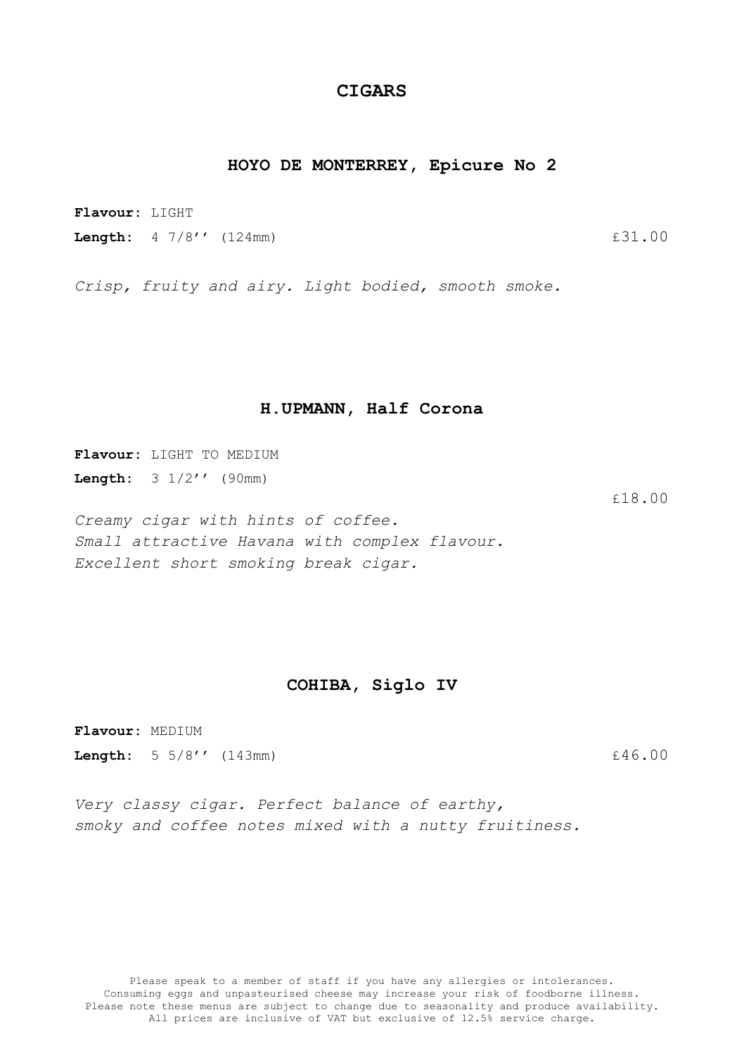# CIGARS

## HOYO DE MONTERREY, Epicure No 2

**Flavour:** LIGHT

**Length:** 4 7/8'' (124mm) £31.00

*Crisp, fruity and airy. Light bodied, smooth smoke.*

## H.UPMANN, Half Corona

**Flavour:** LIGHT TO MEDIUM

**Length:** 3 1/2'' (90mm)

£18.00

*Creamy cigar with hints of coffee.*
*Small attractive Havana with complex flavour.*
*Excellent short smoking break cigar.*

## COHIBA, Siglo IV

**Flavour:** MEDIUM

**Length:** 5 5/8'' (143mm) £46.00

*Very classy cigar. Perfect balance of earthy,*
*smoky and coffee notes mixed with a nutty fruitiness.*

Please speak to a member of staff if you have any allergies or intolerances.
Consuming eggs and unpasteurised cheese may increase your risk of foodborne illness.
Please note these menus are subject to change due to seasonality and produce availability.
All prices are inclusive of VAT but exclusive of 12.5% service charge.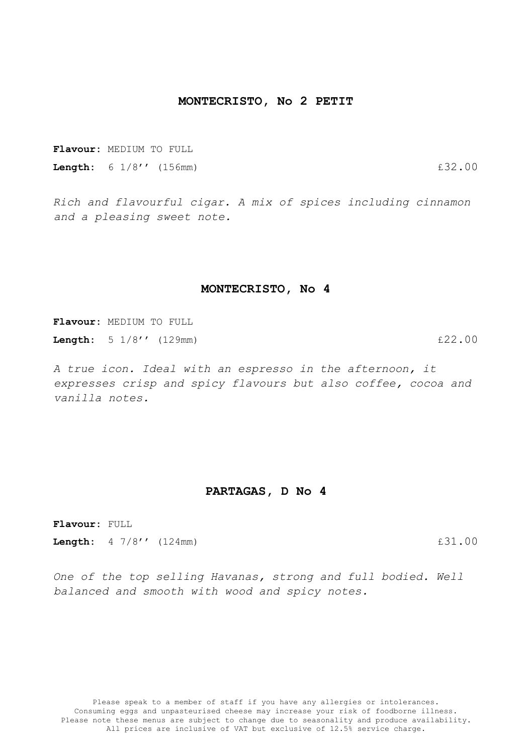## MONTECRISTO, No 2 PETIT

**Flavour:** MEDIUM TO FULL

**Length:** 6 1/8'' (156mm) £32.00

*Rich and flavourful cigar. A mix of spices including cinnamon and a pleasing sweet note.*

## MONTECRISTO, No 4

**Flavour:** MEDIUM TO FULL

**Length:** 5 1/8'' (129mm) £22.00

*A true icon. Ideal with an espresso in the afternoon, it expresses crisp and spicy flavours but also coffee, cocoa and vanilla notes.*

## PARTAGAS, D No 4

**Flavour:** FULL

**Length:** 4 7/8'' (124mm) £31.00

*One of the top selling Havanas, strong and full bodied. Well balanced and smooth with wood and spicy notes.*

Please speak to a member of staff if you have any allergies or intolerances.
Consuming eggs and unpasteurised cheese may increase your risk of foodborne illness.
Please note these menus are subject to change due to seasonality and produce availability.
All prices are inclusive of VAT but exclusive of 12.5% service charge.